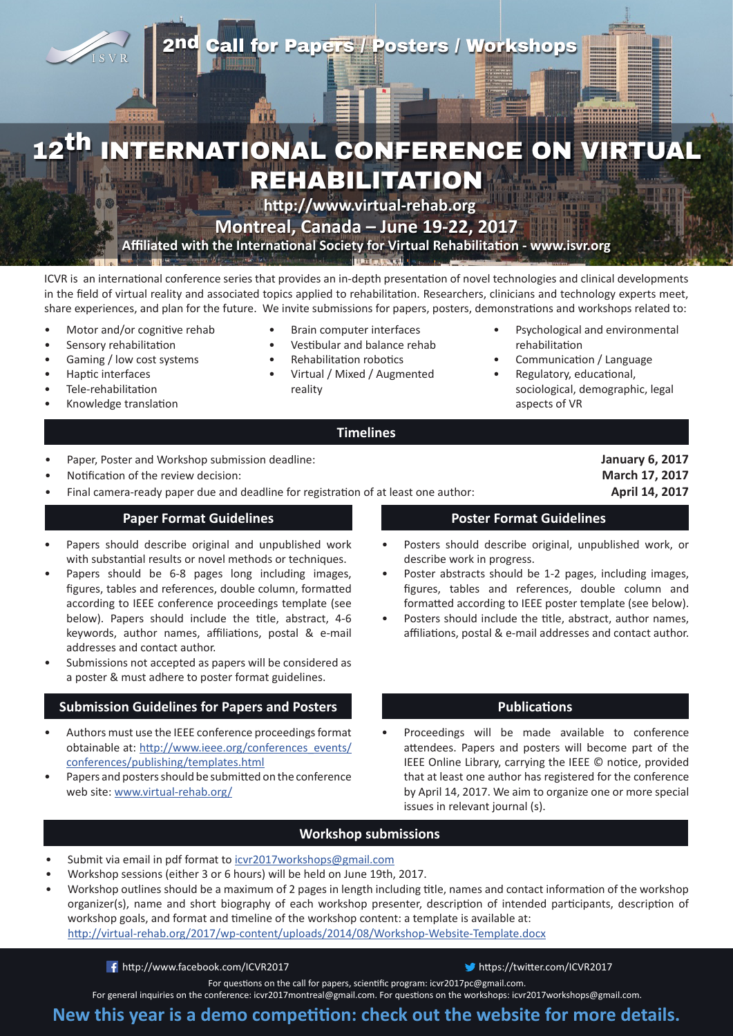ISVR

## 2nd Call for Papers / Posters / Workshops

# 12th INTERNATIONAL CONFERENCE ON VIRTUAL REHABILITATION

**http://www.virtual-rehab.org**

**Montreal, Canada – June 19-22, 2017**

**Affiliated with the International Society for Virtual Rehabilitation - www.isvr.org**

ICVR is an international conference series that provides an in-depth presentation of novel technologies and clinical developments in the field of virtual reality and associated topics applied to rehabilitation. Researchers, clinicians and technology experts meet, share experiences, and plan for the future. We invite submissions for papers, posters, demonstrations and workshops related to:

- Motor and/or cognitive rehab
- Sensory rehabilitation
- Gaming / low cost systems
- Haptic interfaces
- Tele-rehabilitation
- Knowledge translation
- Brain computer interfaces
- Vestibular and balance rehab
- Rehabilitation robotics
- Virtual / Mixed / Augmented reality
- Psychological and environmental rehabilitation
- Communication / Language
- Regulatory, educational, sociological, demographic, legal aspects of VR

## Timelines

- Paper, Poster and Workshop submission deadline: **January 6, 2017**
- Notification of the review decision: **March 17, 2017**
- Final camera-ready paper due and deadline for registration of at least one author: **April 14, 2017**

## Paper Format Guidelines

- Papers should describe original and unpublished work with substantial results or novel methods or techniques.
- Papers should be 6-8 pages long including images, figures, tables and references, double column, formatted according to IEEE conference proceedings template (see below). Papers should include the title, abstract, 4-6 keywords, author names, affiliations, postal & e-mail addresses and contact author.
- Submissions not accepted as papers will be considered as a poster & must adhere to poster format guidelines.

## Poster Format Guidelines

- Posters should describe original, unpublished work, or describe work in progress.
- Poster abstracts should be 1-2 pages, including images, figures, tables and references, double column and formatted according to IEEE poster template (see below).
- Posters should include the title, abstract, author names, affiliations, postal & e-mail addresses and contact author.

## Submission Guidelines for Papers and Posters

- Authors must use the IEEE conference proceedings format obtainable at: http://www.ieee.org/conferences_events/conferences/publishing/templates.html
- Papers and posters should be submitted on the conference web site: www.virtual-rehab.org/

## Publications

- Proceedings will be made available to conference attendees. Papers and posters will become part of the IEEE Online Library, carrying the IEEE © notice, provided that at least one author has registered for the conference by April 14, 2017. We aim to organize one or more special issues in relevant journal (s).

## Workshop submissions

- Submit via email in pdf format to icvr2017workshops@gmail.com
- Workshop sessions (either 3 or 6 hours) will be held on June 19th, 2017.
- Workshop outlines should be a maximum of 2 pages in length including title, names and contact information of the workshop organizer(s), name and short biography of each workshop presenter, description of intended participants, description of workshop goals, and format and timeline of the workshop content: a template is available at: http://virtual-rehab.org/2017/wp-content/uploads/2014/08/Workshop-Website-Template.docx

http://www.facebook.com/ICVR2017 https://twitter.com/ICVR2017

For questions on the call for papers, scientific program: icvr2017pc@gmail.com.
For general inquiries on the conference: icvr2017montreal@gmail.com. For questions on the workshops: icvr2017workshops@gmail.com.

**New this year is a demo competition: check out the website for more details.**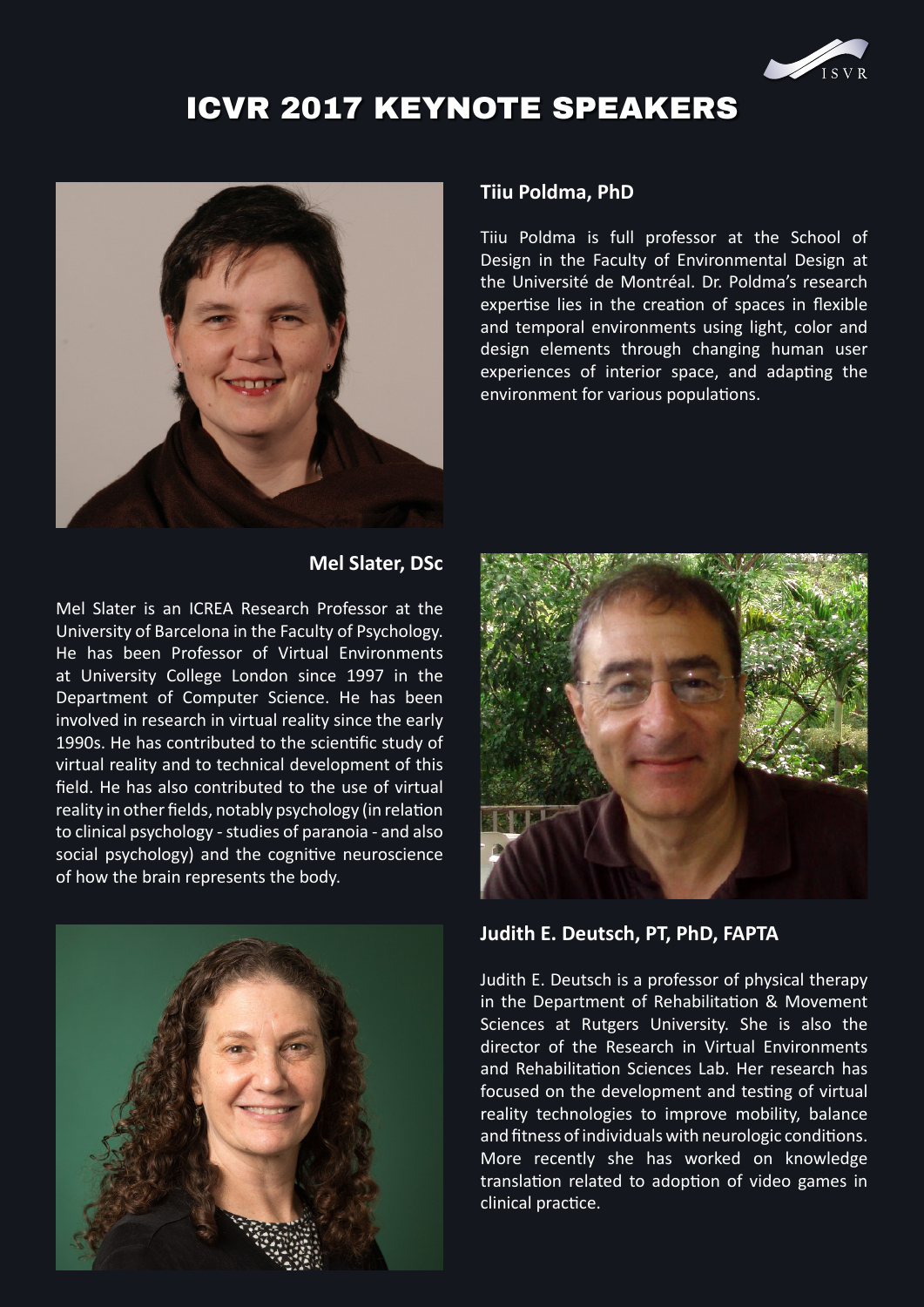# ICVR 2017 KEYNOTE SPEAKERS

### Tiiu Poldma, PhD

Tiiu Poldma is full professor at the School of Design in the Faculty of Environmental Design at the Université de Montréal. Dr. Poldma's research expertise lies in the creation of spaces in flexible and temporal environments using light, color and design elements through changing human user experiences of interior space, and adapting the environment for various populations.

### Mel Slater, DSc

Mel Slater is an ICREA Research Professor at the University of Barcelona in the Faculty of Psychology. He has been Professor of Virtual Environments at University College London since 1997 in the Department of Computer Science. He has been involved in research in virtual reality since the early 1990s. He has contributed to the scientific study of virtual reality and to technical development of this field. He has also contributed to the use of virtual reality in other fields, notably psychology (in relation to clinical psychology - studies of paranoia - and also social psychology) and the cognitive neuroscience of how the brain represents the body.

### Judith E. Deutsch, PT, PhD, FAPTA

Judith E. Deutsch is a professor of physical therapy in the Department of Rehabilitation & Movement Sciences at Rutgers University. She is also the director of the Research in Virtual Environments and Rehabilitation Sciences Lab. Her research has focused on the development and testing of virtual reality technologies to improve mobility, balance and fitness of individuals with neurologic conditions. More recently she has worked on knowledge translation related to adoption of video games in clinical practice.